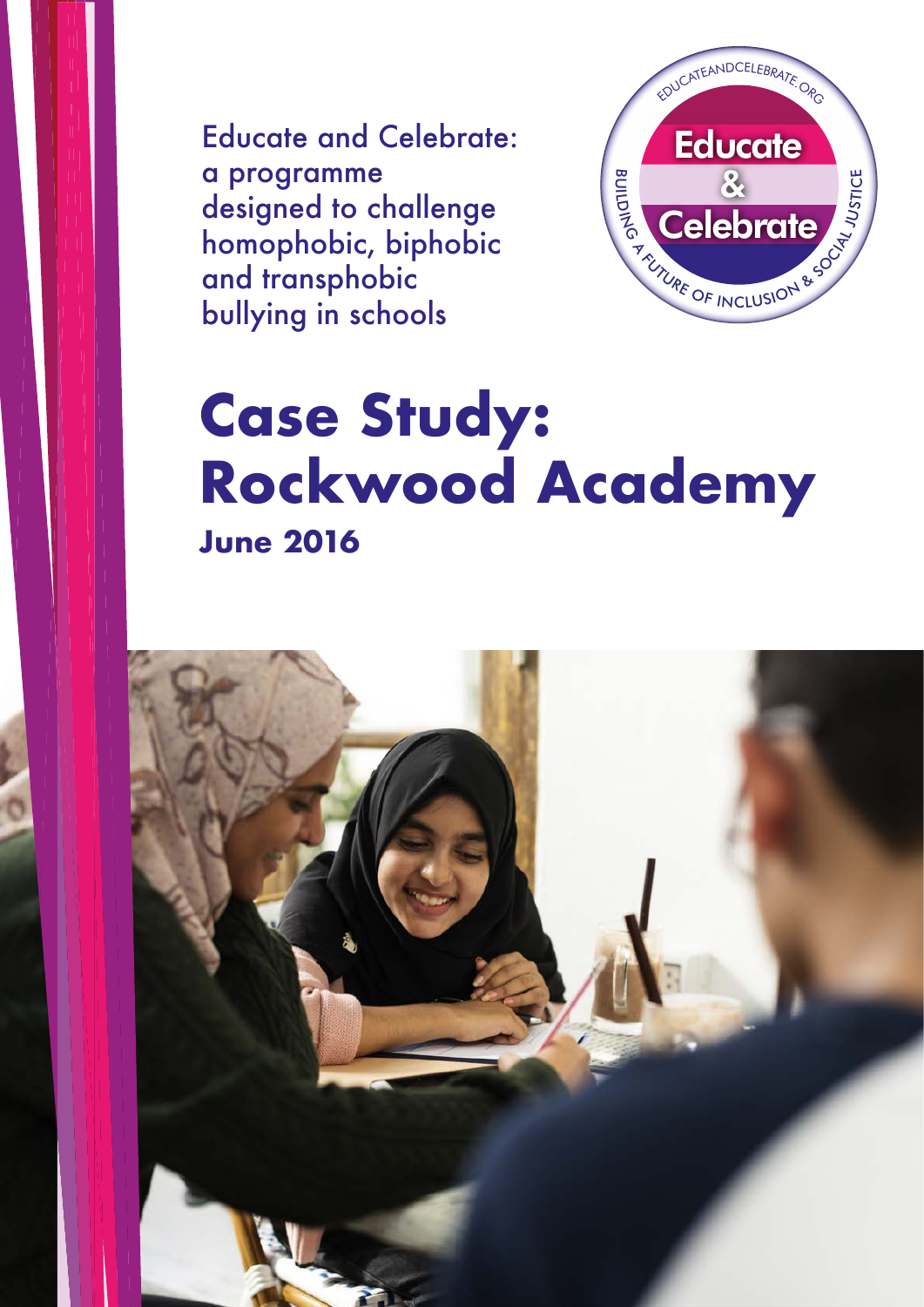Educate and Celebrate: a programme designed to challenge homophobic, biphobic and transphobic bullying in schools

EDUCATEANDCELEBRATE.ORG

Educate & Celebrate

BUILDING A FUTURE OF INCLUSION & SOCIAL JUSTICE

# Case Study: Rockwood Academy

**June 2016**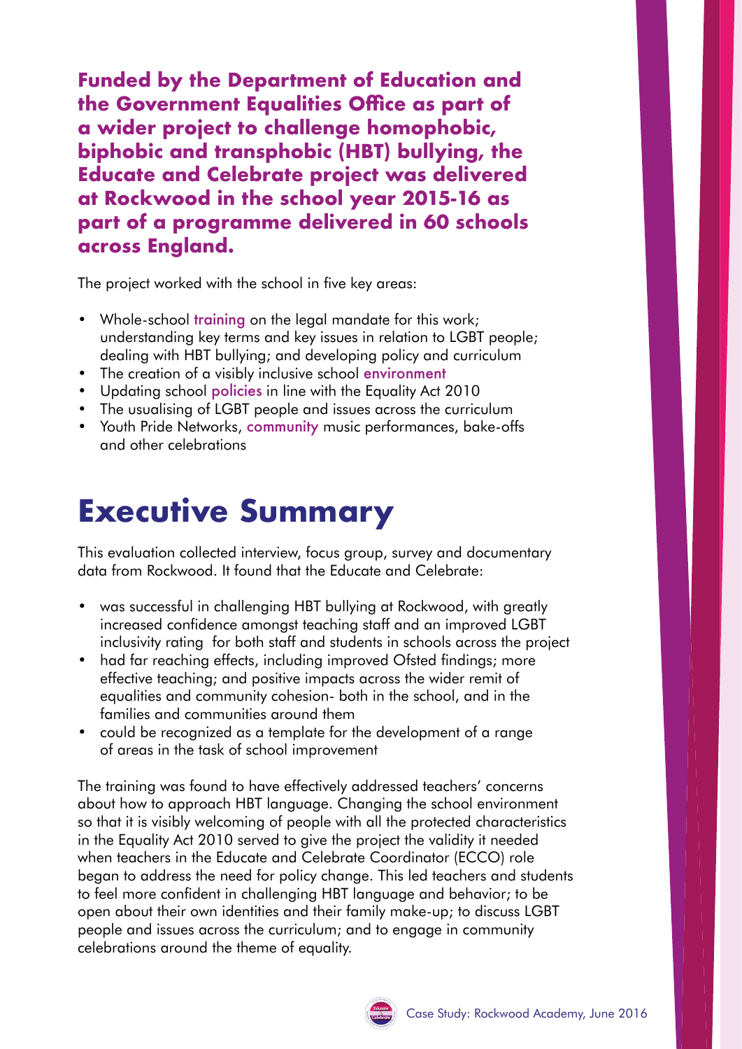**Funded by the Department of Education and the Government Equalities Office as part of a wider project to challenge homophobic, biphobic and transphobic (HBT) bullying, the Educate and Celebrate project was delivered at Rockwood in the school year 2015-16 as part of a programme delivered in 60 schools across England.**

The project worked with the school in five key areas:

- Whole-school training on the legal mandate for this work; understanding key terms and key issues in relation to LGBT people; dealing with HBT bullying; and developing policy and curriculum
- The creation of a visibly inclusive school environment
- Updating school policies in line with the Equality Act 2010
- The usualising of LGBT people and issues across the curriculum
- Youth Pride Networks, community music performances, bake-offs and other celebrations

# Executive Summary

This evaluation collected interview, focus group, survey and documentary data from Rockwood. It found that the Educate and Celebrate:

- was successful in challenging HBT bullying at Rockwood, with greatly increased confidence amongst teaching staff and an improved LGBT inclusivity rating for both staff and students in schools across the project
- had far reaching effects, including improved Ofsted findings; more effective teaching; and positive impacts across the wider remit of equalities and community cohesion- both in the school, and in the families and communities around them
- could be recognized as a template for the development of a range of areas in the task of school improvement

The training was found to have effectively addressed teachers' concerns about how to approach HBT language. Changing the school environment so that it is visibly welcoming of people with all the protected characteristics in the Equality Act 2010 served to give the project the validity it needed when teachers in the Educate and Celebrate Coordinator (ECCO) role began to address the need for policy change. This led teachers and students to feel more confident in challenging HBT language and behavior; to be open about their own identities and their family make-up; to discuss LGBT people and issues across the curriculum; and to engage in community celebrations around the theme of equality.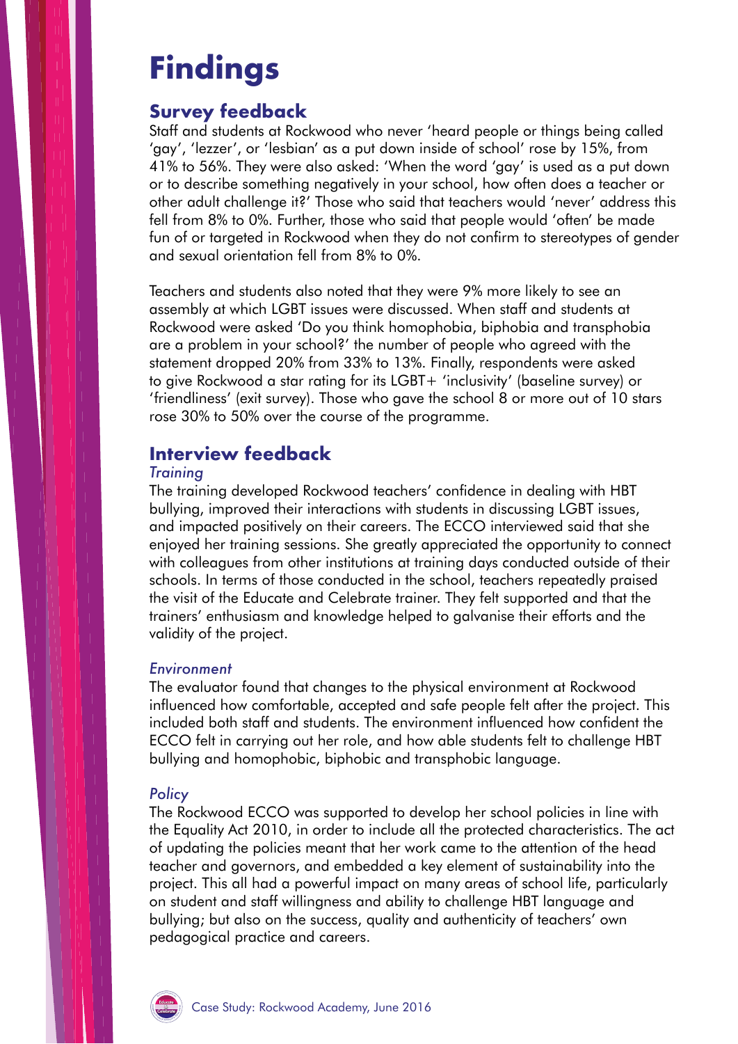# Findings

## Survey feedback

Staff and students at Rockwood who never 'heard people or things being called 'gay', 'lezzer', or 'lesbian' as a put down inside of school' rose by 15%, from 41% to 56%. They were also asked: 'When the word 'gay' is used as a put down or to describe something negatively in your school, how often does a teacher or other adult challenge it?' Those who said that teachers would 'never' address this fell from 8% to 0%. Further, those who said that people would 'often' be made fun of or targeted in Rockwood when they do not confirm to stereotypes of gender and sexual orientation fell from 8% to 0%.

Teachers and students also noted that they were 9% more likely to see an assembly at which LGBT issues were discussed. When staff and students at Rockwood were asked 'Do you think homophobia, biphobia and transphobia are a problem in your school?' the number of people who agreed with the statement dropped 20% from 33% to 13%. Finally, respondents were asked to give Rockwood a star rating for its LGBT+ 'inclusivity' (baseline survey) or 'friendliness' (exit survey). Those who gave the school 8 or more out of 10 stars rose 30% to 50% over the course of the programme.

## Interview feedback

### *Training*

The training developed Rockwood teachers' confidence in dealing with HBT bullying, improved their interactions with students in discussing LGBT issues, and impacted positively on their careers. The ECCO interviewed said that she enjoyed her training sessions. She greatly appreciated the opportunity to connect with colleagues from other institutions at training days conducted outside of their schools. In terms of those conducted in the school, teachers repeatedly praised the visit of the Educate and Celebrate trainer. They felt supported and that the trainers' enthusiasm and knowledge helped to galvanise their efforts and the validity of the project.

### *Environment*

The evaluator found that changes to the physical environment at Rockwood influenced how comfortable, accepted and safe people felt after the project. This included both staff and students. The environment influenced how confident the ECCO felt in carrying out her role, and how able students felt to challenge HBT bullying and homophobic, biphobic and transphobic language.

### *Policy*

The Rockwood ECCO was supported to develop her school policies in line with the Equality Act 2010, in order to include all the protected characteristics. The act of updating the policies meant that her work came to the attention of the head teacher and governors, and embedded a key element of sustainability into the project. This all had a powerful impact on many areas of school life, particularly on student and staff willingness and ability to challenge HBT language and bullying; but also on the success, quality and authenticity of teachers' own pedagogical practice and careers.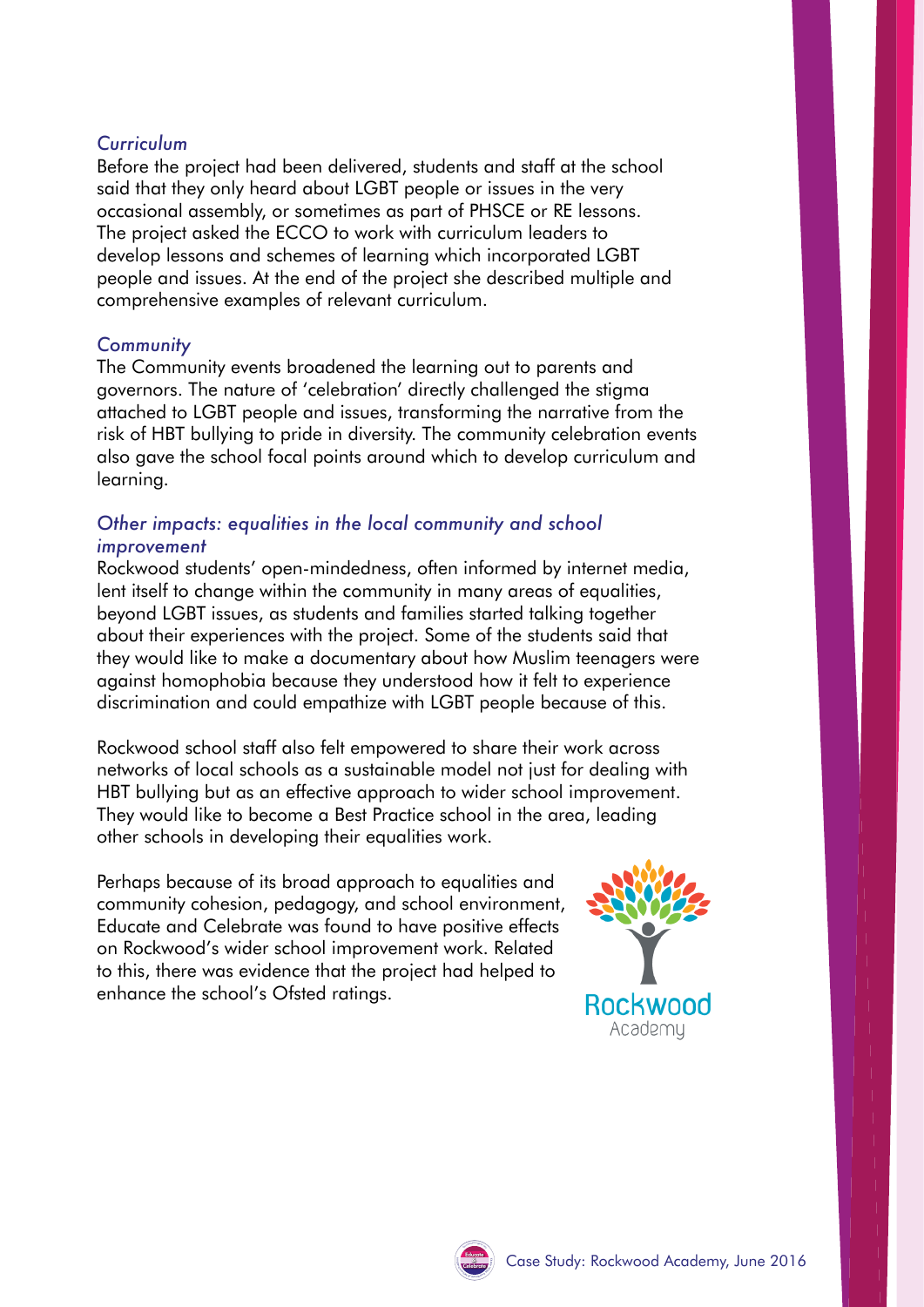### *Curriculum*

Before the project had been delivered, students and staff at the school said that they only heard about LGBT people or issues in the very occasional assembly, or sometimes as part of PHSCE or RE lessons. The project asked the ECCO to work with curriculum leaders to develop lessons and schemes of learning which incorporated LGBT people and issues. At the end of the project she described multiple and comprehensive examples of relevant curriculum.

### *Community*

The Community events broadened the learning out to parents and governors. The nature of 'celebration' directly challenged the stigma attached to LGBT people and issues, transforming the narrative from the risk of HBT bullying to pride in diversity. The community celebration events also gave the school focal points around which to develop curriculum and learning.

### *Other impacts: equalities in the local community and school improvement*

Rockwood students' open-mindedness, often informed by internet media, lent itself to change within the community in many areas of equalities, beyond LGBT issues, as students and families started talking together about their experiences with the project. Some of the students said that they would like to make a documentary about how Muslim teenagers were against homophobia because they understood how it felt to experience discrimination and could empathize with LGBT people because of this.

Rockwood school staff also felt empowered to share their work across networks of local schools as a sustainable model not just for dealing with HBT bullying but as an effective approach to wider school improvement. They would like to become a Best Practice school in the area, leading other schools in developing their equalities work.

Perhaps because of its broad approach to equalities and community cohesion, pedagogy, and school environment, Educate and Celebrate was found to have positive effects on Rockwood's wider school improvement work. Related to this, there was evidence that the project had helped to enhance the school's Ofsted ratings.

Rockwood
Academy